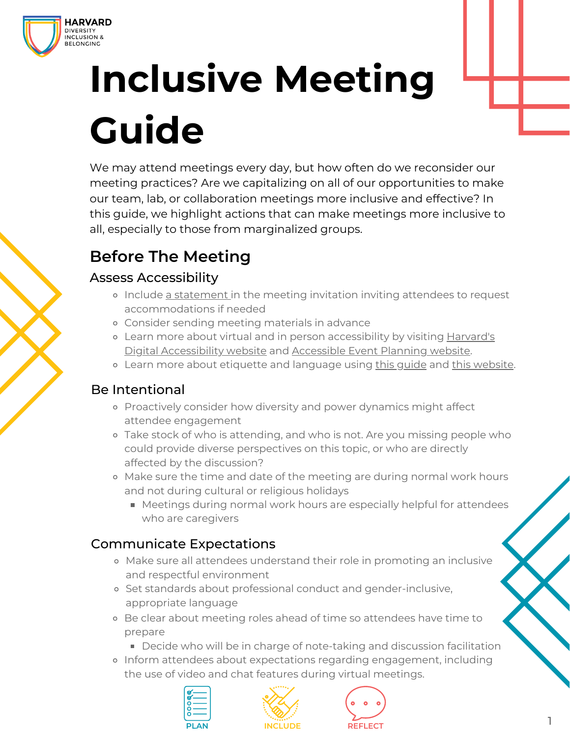HARVARD
DIVERSITY
INCLUSION &
BELONGING

# Inclusive Meeting Guide

We may attend meetings every day, but how often do we reconsider our meeting practices? Are we capitalizing on all of our opportunities to make our team, lab, or collaboration meetings more inclusive and effective? In this guide, we highlight actions that can make meetings more inclusive to all, especially to those from marginalized groups.

## Before The Meeting

### Assess Accessibility

- Include a statement in the meeting invitation inviting attendees to request accommodations if needed
- Consider sending meeting materials in advance
- Learn more about virtual and in person accessibility by visiting Harvard's Digital Accessibility website and Accessible Event Planning website.
- Learn more about etiquette and language using this guide and this website.

### Be Intentional

- Proactively consider how diversity and power dynamics might affect attendee engagement
- Take stock of who is attending, and who is not. Are you missing people who could provide diverse perspectives on this topic, or who are directly affected by the discussion?
- Make sure the time and date of the meeting are during normal work hours and not during cultural or religious holidays
  - Meetings during normal work hours are especially helpful for attendees who are caregivers

### Communicate Expectations

- Make sure all attendees understand their role in promoting an inclusive and respectful environment
- Set standards about professional conduct and gender-inclusive, appropriate language
- Be clear about meeting roles ahead of time so attendees have time to prepare
  - Decide who will be in charge of note-taking and discussion facilitation
- Inform attendees about expectations regarding engagement, including the use of video and chat features during virtual meetings.

PLAN INCLUDE REFLECT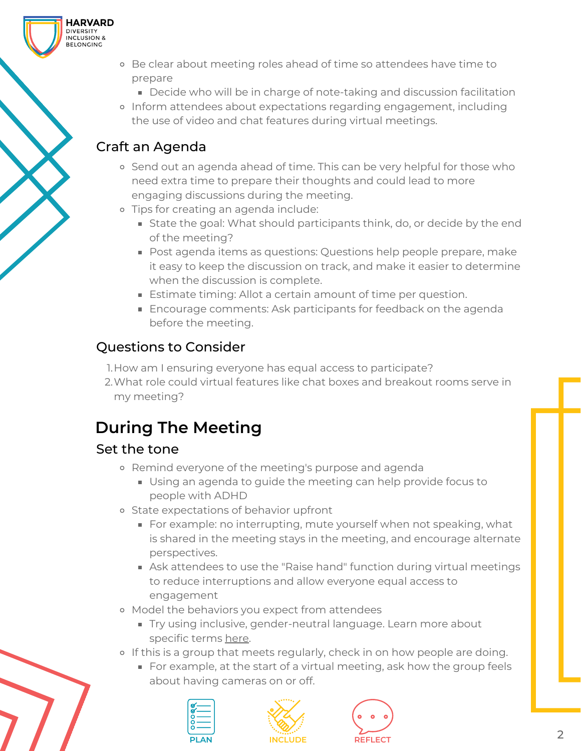- Be clear about meeting roles ahead of time so attendees have time to prepare
  - Decide who will be in charge of note-taking and discussion facilitation
- Inform attendees about expectations regarding engagement, including the use of video and chat features during virtual meetings.

### Craft an Agenda

- Send out an agenda ahead of time. This can be very helpful for those who need extra time to prepare their thoughts and could lead to more engaging discussions during the meeting.
- Tips for creating an agenda include:
  - State the goal: What should participants think, do, or decide by the end of the meeting?
  - Post agenda items as questions: Questions help people prepare, make it easy to keep the discussion on track, and make it easier to determine when the discussion is complete.
  - Estimate timing: Allot a certain amount of time per question.
  - Encourage comments: Ask participants for feedback on the agenda before the meeting.

### Questions to Consider

1. How am I ensuring everyone has equal access to participate?
2. What role could virtual features like chat boxes and breakout rooms serve in my meeting?

## During The Meeting

### Set the tone

- Remind everyone of the meeting's purpose and agenda
  - Using an agenda to guide the meeting can help provide focus to people with ADHD
- State expectations of behavior upfront
  - For example: no interrupting, mute yourself when not speaking, what is shared in the meeting stays in the meeting, and encourage alternate perspectives.
  - Ask attendees to use the "Raise hand" function during virtual meetings to reduce interruptions and allow everyone equal access to engagement
- Model the behaviors you expect from attendees
  - Try using inclusive, gender-neutral language. Learn more about specific terms here.
- If this is a group that meets regularly, check in on how people are doing.
  - For example, at the start of a virtual meeting, ask how the group feels about having cameras on or off.

PLAN INCLUDE REFLECT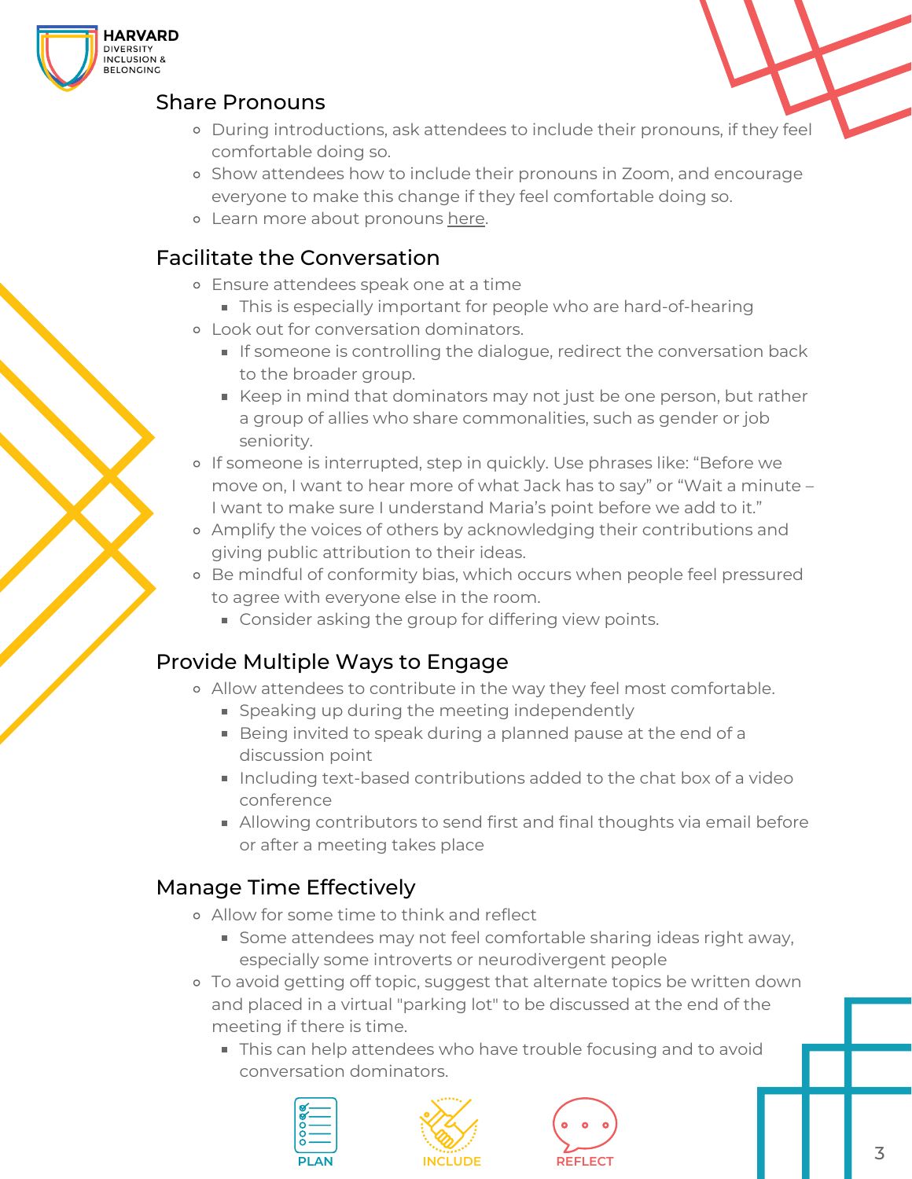## Share Pronouns

- During introductions, ask attendees to include their pronouns, if they feel comfortable doing so.
- Show attendees how to include their pronouns in Zoom, and encourage everyone to make this change if they feel comfortable doing so.
- Learn more about pronouns here.

## Facilitate the Conversation

- Ensure attendees speak one at a time
  - This is especially important for people who are hard-of-hearing
- Look out for conversation dominators.
  - If someone is controlling the dialogue, redirect the conversation back to the broader group.
  - Keep in mind that dominators may not just be one person, but rather a group of allies who share commonalities, such as gender or job seniority.
- If someone is interrupted, step in quickly. Use phrases like: "Before we move on, I want to hear more of what Jack has to say" or "Wait a minute – I want to make sure I understand Maria's point before we add to it."
- Amplify the voices of others by acknowledging their contributions and giving public attribution to their ideas.
- Be mindful of conformity bias, which occurs when people feel pressured to agree with everyone else in the room.
  - Consider asking the group for differing view points.

## Provide Multiple Ways to Engage

- Allow attendees to contribute in the way they feel most comfortable.
  - Speaking up during the meeting independently
  - Being invited to speak during a planned pause at the end of a discussion point
  - Including text-based contributions added to the chat box of a video conference
  - Allowing contributors to send first and final thoughts via email before or after a meeting takes place

## Manage Time Effectively

- Allow for some time to think and reflect
  - Some attendees may not feel comfortable sharing ideas right away, especially some introverts or neurodivergent people
- To avoid getting off topic, suggest that alternate topics be written down and placed in a virtual "parking lot" to be discussed at the end of the meeting if there is time.
  - This can help attendees who have trouble focusing and to avoid conversation dominators.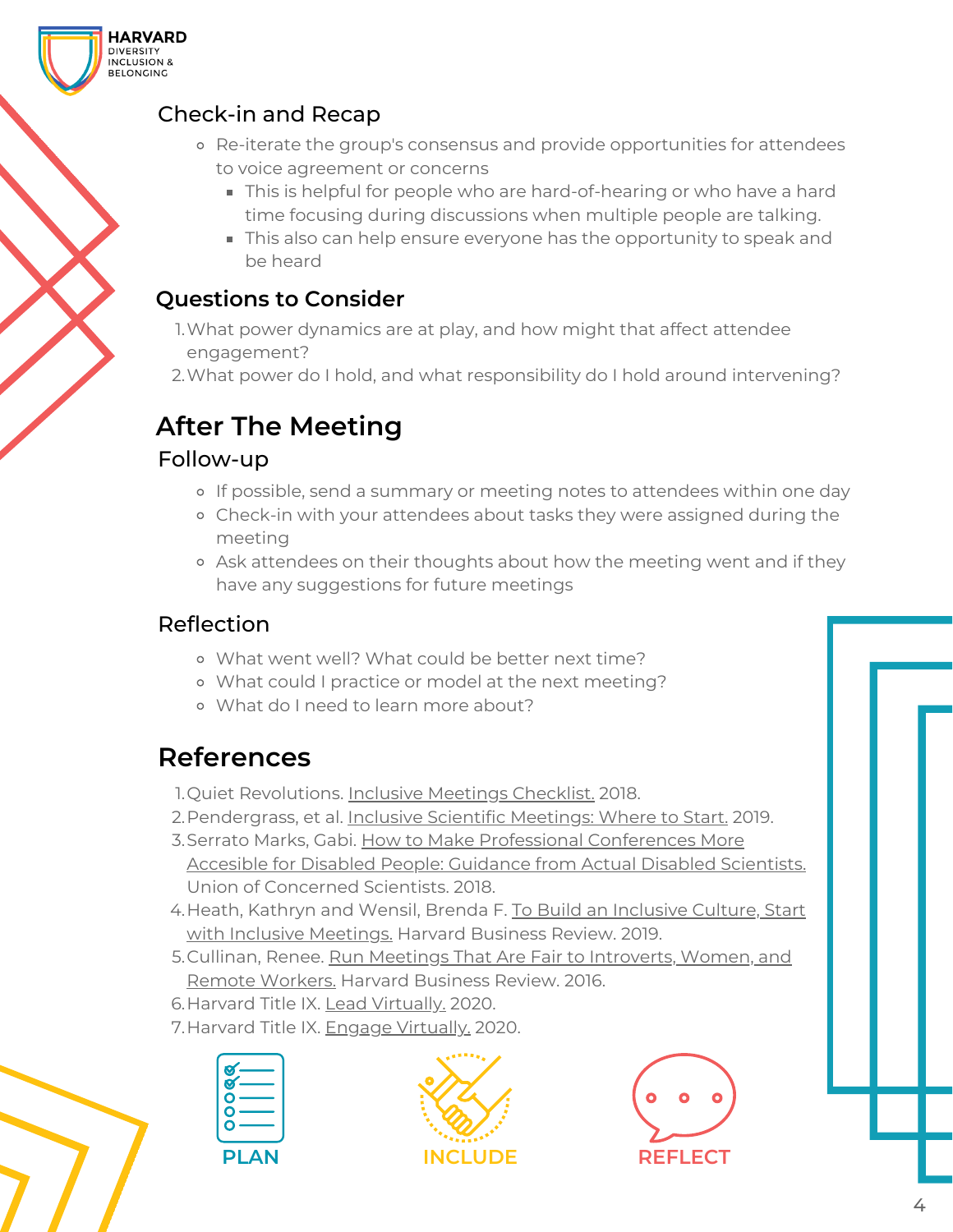### Check-in and Recap

- Re-iterate the group's consensus and provide opportunities for attendees to voice agreement or concerns
  - This is helpful for people who are hard-of-hearing or who have a hard time focusing during discussions when multiple people are talking.
  - This also can help ensure everyone has the opportunity to speak and be heard

### Questions to Consider

1. What power dynamics are at play, and how might that affect attendee engagement?
2. What power do I hold, and what responsibility do I hold around intervening?

## After The Meeting

### Follow-up

- If possible, send a summary or meeting notes to attendees within one day
- Check-in with your attendees about tasks they were assigned during the meeting
- Ask attendees on their thoughts about how the meeting went and if they have any suggestions for future meetings

### Reflection

- What went well? What could be better next time?
- What could I practice or model at the next meeting?
- What do I need to learn more about?

## References

1. Quiet Revolutions. Inclusive Meetings Checklist. 2018.
2. Pendergrass, et al. Inclusive Scientific Meetings: Where to Start. 2019.
3. Serrato Marks, Gabi. How to Make Professional Conferences More Accesible for Disabled People: Guidance from Actual Disabled Scientists. Union of Concerned Scientists. 2018.
4. Heath, Kathryn and Wensil, Brenda F. To Build an Inclusive Culture, Start with Inclusive Meetings. Harvard Business Review. 2019.
5. Cullinan, Renee. Run Meetings That Are Fair to Introverts, Women, and Remote Workers. Harvard Business Review. 2016.
6. Harvard Title IX. Lead Virtually. 2020.
7. Harvard Title IX. Engage Virtually. 2020.

PLAN

INCLUDE

REFLECT